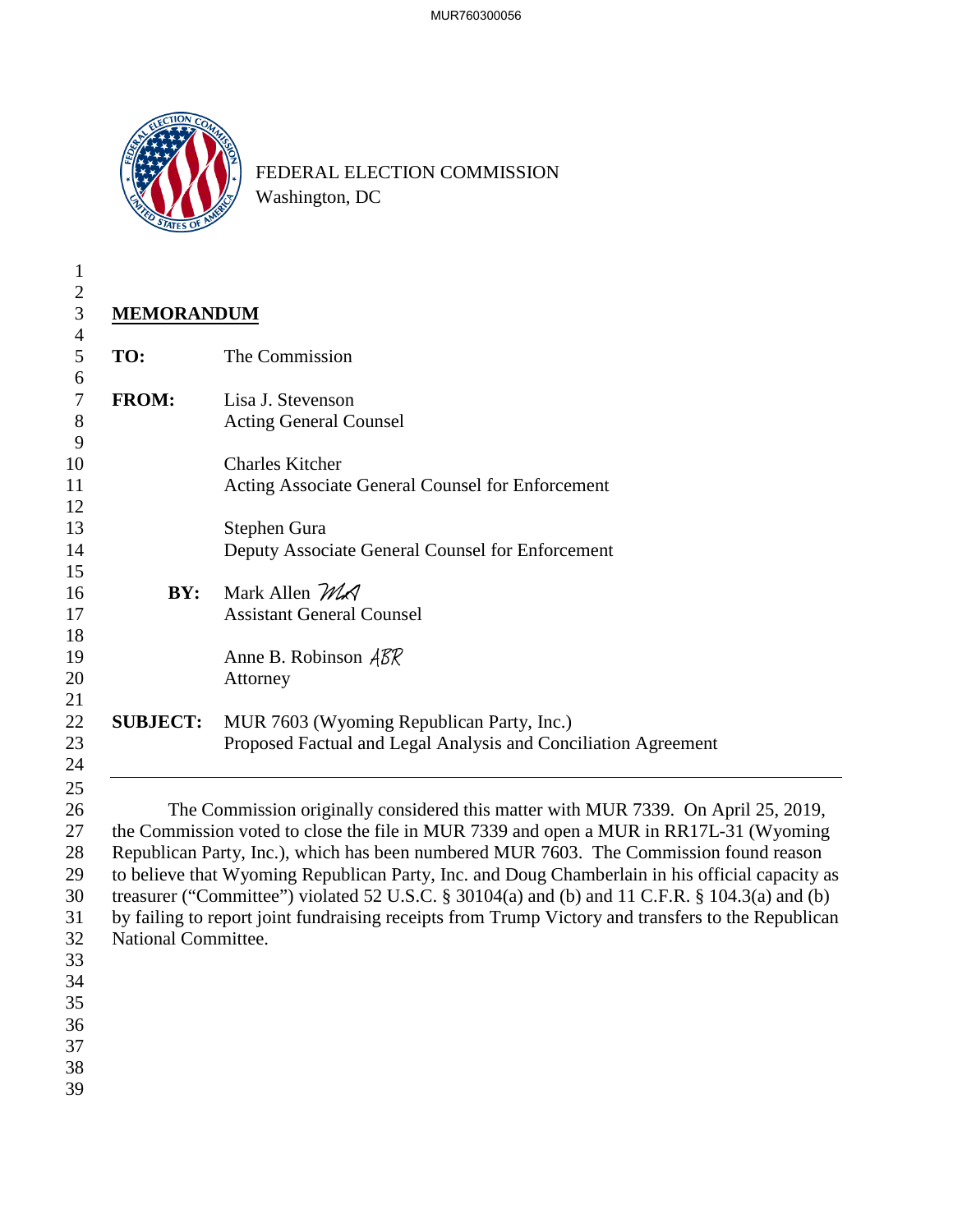FEDERAL ELECTION COMMISSION
Washington, DC

## MEMORANDUM

**TO:** The Commission

**FROM:** Lisa J. Stevenson
Acting General Counsel

Charles Kitcher
Acting Associate General Counsel for Enforcement

Stephen Gura
Deputy Associate General Counsel for Enforcement

**BY:** Mark Allen *MA*
Assistant General Counsel

Anne B. Robinson *ABR*
Attorney

**SUBJECT:** MUR 7603 (Wyoming Republican Party, Inc.)
Proposed Factual and Legal Analysis and Conciliation Agreement

---

The Commission originally considered this matter with MUR 7339. On April 25, 2019, the Commission voted to close the file in MUR 7339 and open a MUR in RR17L-31 (Wyoming Republican Party, Inc.), which has been numbered MUR 7603. The Commission found reason to believe that Wyoming Republican Party, Inc. and Doug Chamberlain in his official capacity as treasurer ("Committee") violated 52 U.S.C. § 30104(a) and (b) and 11 C.F.R. § 104.3(a) and (b) by failing to report joint fundraising receipts from Trump Victory and transfers to the Republican National Committee.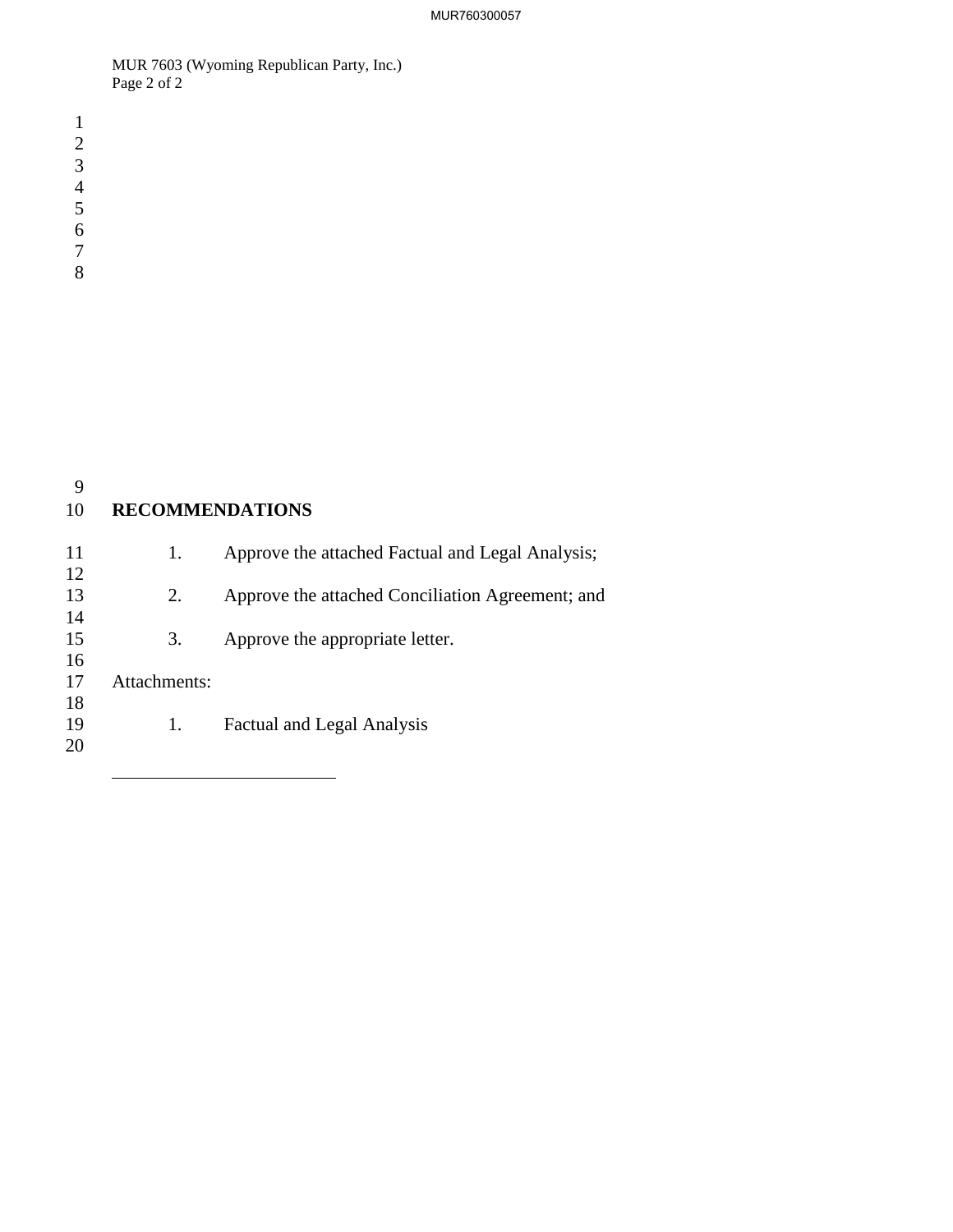## RECOMMENDATIONS

1. Approve the attached Factual and Legal Analysis;

2. Approve the attached Conciliation Agreement; and

3. Approve the appropriate letter.

Attachments:

1. Factual and Legal Analysis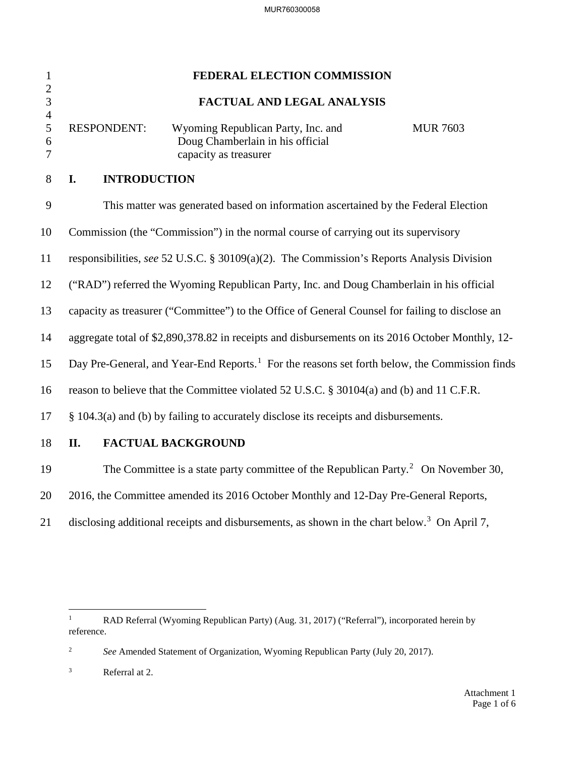**FEDERAL ELECTION COMMISSION**

**FACTUAL AND LEGAL ANALYSIS**

RESPONDENT: Wyoming Republican Party, Inc. and Doug Chamberlain in his official capacity as treasurer — MUR 7603

## I. INTRODUCTION

This matter was generated based on information ascertained by the Federal Election Commission (the "Commission") in the normal course of carrying out its supervisory responsibilities, *see* 52 U.S.C. § 30109(a)(2). The Commission's Reports Analysis Division ("RAD") referred the Wyoming Republican Party, Inc. and Doug Chamberlain in his official capacity as treasurer ("Committee") to the Office of General Counsel for failing to disclose an aggregate total of $2,890,378.82 in receipts and disbursements on its 2016 October Monthly, 12-Day Pre-General, and Year-End Reports.[1] For the reasons set forth below, the Commission finds reason to believe that the Committee violated 52 U.S.C. § 30104(a) and (b) and 11 C.F.R. § 104.3(a) and (b) by failing to accurately disclose its receipts and disbursements.

## II. FACTUAL BACKGROUND

The Committee is a state party committee of the Republican Party.[2] On November 30, 2016, the Committee amended its 2016 October Monthly and 12-Day Pre-General Reports, disclosing additional receipts and disbursements, as shown in the chart below.[3] On April 7,

---

[1] RAD Referral (Wyoming Republican Party) (Aug. 31, 2017) ("Referral"), incorporated herein by reference.

[2] *See* Amended Statement of Organization, Wyoming Republican Party (July 20, 2017).

[3] Referral at 2.

Attachment 1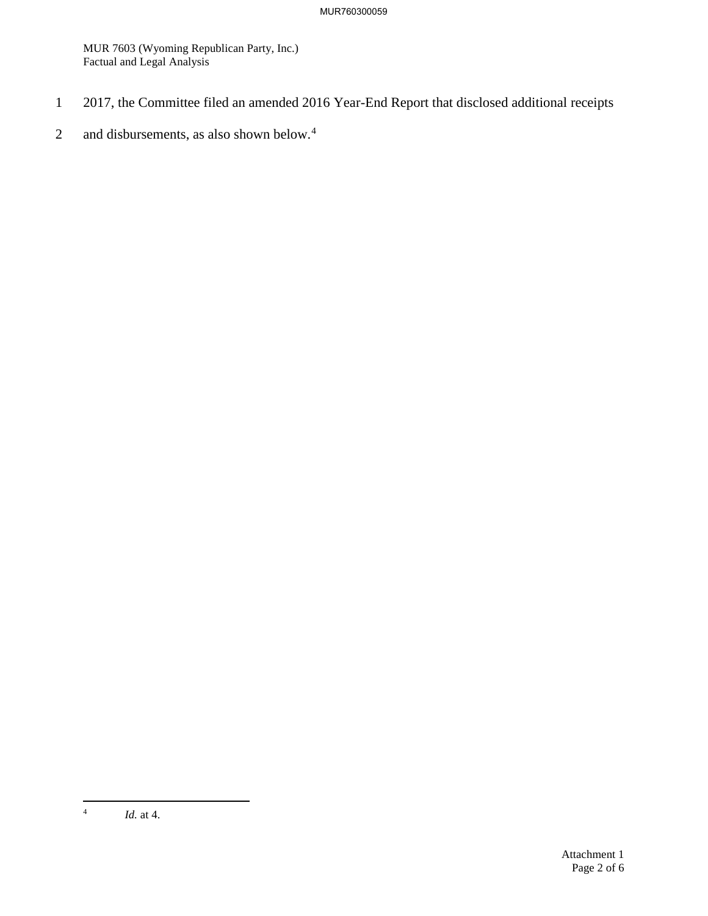2017, the Committee filed an amended 2016 Year-End Report that disclosed additional receipts and disbursements, as also shown below.[4]

---

[4] *Id.* at 4.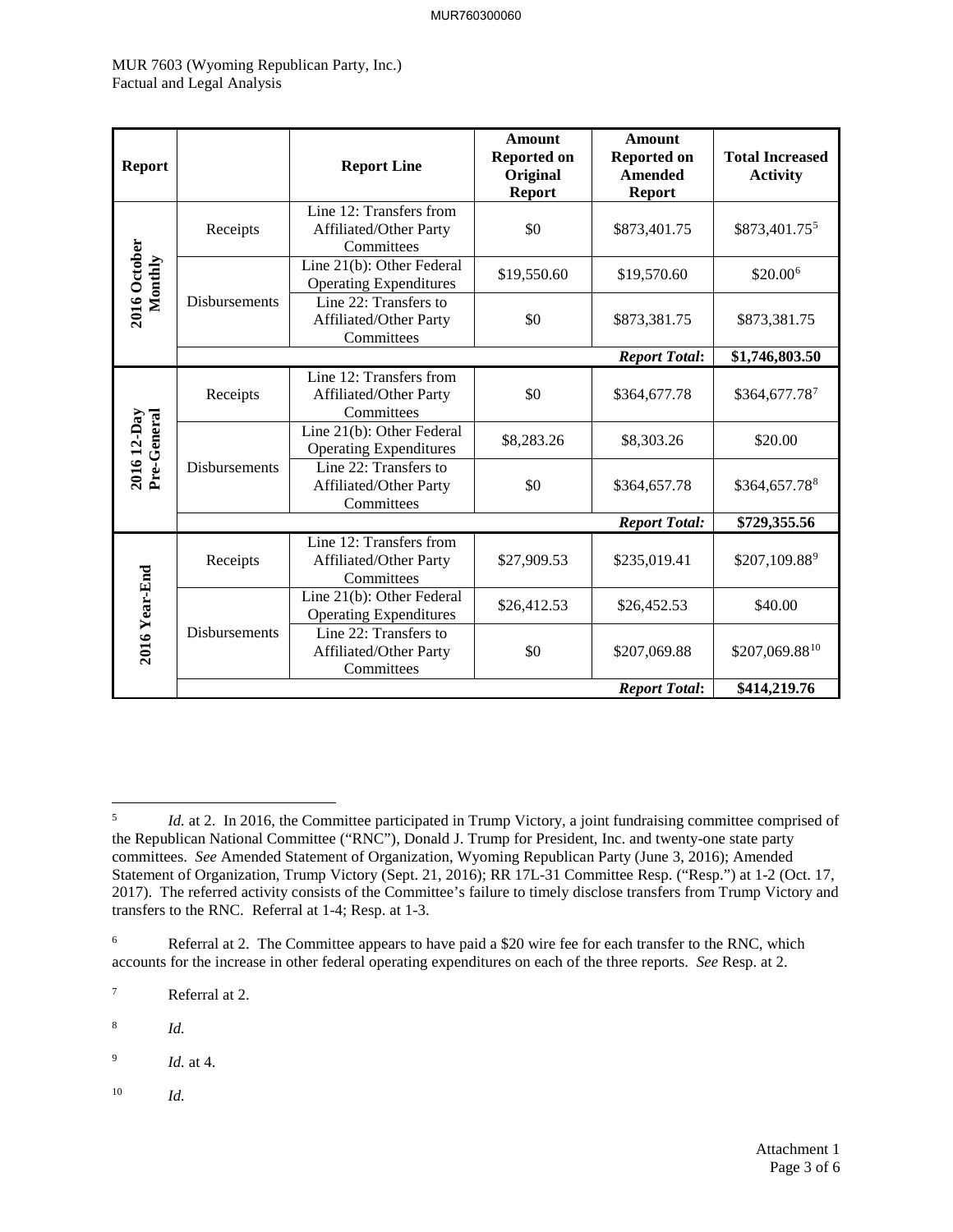MUR 7603 (Wyoming Republican Party, Inc.)
Factual and Legal Analysis

| Report | | Report Line | Amount Reported on Original Report | Amount Reported on Amended Report | Total Increased Activity |
|---|---|---|---|---|---|
| 2016 October Monthly | Receipts | Line 12: Transfers from Affiliated/Other Party Committees | $0 | $873,401.75 | $873,401.75[5] |
| | Disbursements | Line 21(b): Other Federal Operating Expenditures | $19,550.60 | $19,570.60 | $20.00[6] |
| | | Line 22: Transfers to Affiliated/Other Party Committees | $0 | $873,381.75 | $873,381.75 |
| | | | | ***Report Total*:** | **$1,746,803.50** |
| 2016 12-Day Pre-General | Receipts | Line 12: Transfers from Affiliated/Other Party Committees | $0 | $364,677.78 | $364,677.78[7] |
| | Disbursements | Line 21(b): Other Federal Operating Expenditures | $8,283.26 | $8,303.26 | $20.00 |
| | | Line 22: Transfers to Affiliated/Other Party Committees | $0 | $364,657.78 | $364,657.78[8] |
| | | | | ***Report Total:*** | **$729,355.56** |
| 2016 Year-End | Receipts | Line 12: Transfers from Affiliated/Other Party Committees | $27,909.53 | $235,019.41 | $207,109.88[9] |
| | Disbursements | Line 21(b): Other Federal Operating Expenditures | $26,412.53 | $26,452.53 | $40.00 |
| | | Line 22: Transfers to Affiliated/Other Party Committees | $0 | $207,069.88 | $207,069.88[10] |
| | | | | ***Report Total*:** | **$414,219.76** |

---

[5] *Id.* at 2. In 2016, the Committee participated in Trump Victory, a joint fundraising committee comprised of the Republican National Committee ("RNC"), Donald J. Trump for President, Inc. and twenty-one state party committees. *See* Amended Statement of Organization, Wyoming Republican Party (June 3, 2016); Amended Statement of Organization, Trump Victory (Sept. 21, 2016); RR 17L-31 Committee Resp. ("Resp.") at 1-2 (Oct. 17, 2017). The referred activity consists of the Committee's failure to timely disclose transfers from Trump Victory and transfers to the RNC. Referral at 1-4; Resp. at 1-3.

[6] Referral at 2. The Committee appears to have paid a $20 wire fee for each transfer to the RNC, which accounts for the increase in other federal operating expenditures on each of the three reports. *See* Resp. at 2.

[7] Referral at 2.

[8] *Id.*

[9] *Id.* at 4.

[10] *Id.*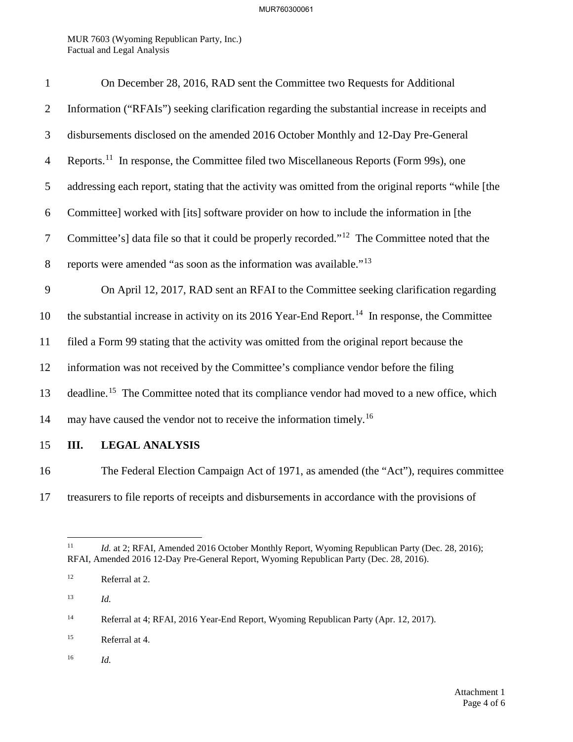On December 28, 2016, RAD sent the Committee two Requests for Additional Information ("RFAIs") seeking clarification regarding the substantial increase in receipts and disbursements disclosed on the amended 2016 October Monthly and 12-Day Pre-General Reports.[11] In response, the Committee filed two Miscellaneous Reports (Form 99s), one addressing each report, stating that the activity was omitted from the original reports "while [the Committee] worked with [its] software provider on how to include the information in [the Committee's] data file so that it could be properly recorded."[12] The Committee noted that the reports were amended "as soon as the information was available."[13]

On April 12, 2017, RAD sent an RFAI to the Committee seeking clarification regarding the substantial increase in activity on its 2016 Year-End Report.[14] In response, the Committee filed a Form 99 stating that the activity was omitted from the original report because the information was not received by the Committee's compliance vendor before the filing deadline.[15] The Committee noted that its compliance vendor had moved to a new office, which may have caused the vendor not to receive the information timely.[16]

## III. LEGAL ANALYSIS

The Federal Election Campaign Act of 1971, as amended (the "Act"), requires committee treasurers to file reports of receipts and disbursements in accordance with the provisions of

---

[11] *Id.* at 2; RFAI, Amended 2016 October Monthly Report, Wyoming Republican Party (Dec. 28, 2016); RFAI, Amended 2016 12-Day Pre-General Report, Wyoming Republican Party (Dec. 28, 2016).

[12] Referral at 2.

[13] *Id.*

[14] Referral at 4; RFAI, 2016 Year-End Report, Wyoming Republican Party (Apr. 12, 2017).

[15] Referral at 4.

[16] *Id.*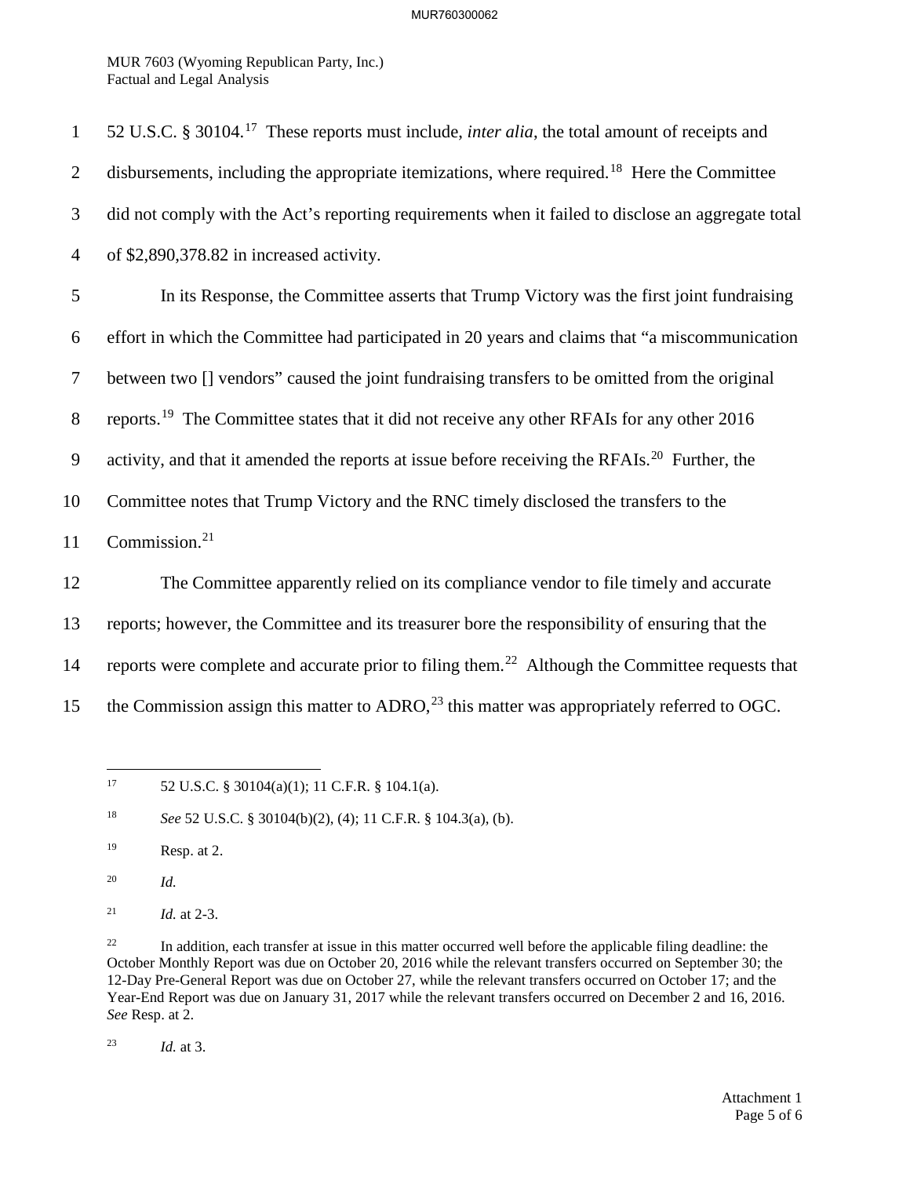52 U.S.C. § 30104.[17] These reports must include, *inter alia*, the total amount of receipts and disbursements, including the appropriate itemizations, where required.[18] Here the Committee did not comply with the Act's reporting requirements when it failed to disclose an aggregate total of $2,890,378.82 in increased activity.

In its Response, the Committee asserts that Trump Victory was the first joint fundraising effort in which the Committee had participated in 20 years and claims that "a miscommunication between two [] vendors" caused the joint fundraising transfers to be omitted from the original reports.[19] The Committee states that it did not receive any other RFAIs for any other 2016 activity, and that it amended the reports at issue before receiving the RFAIs.[20] Further, the Committee notes that Trump Victory and the RNC timely disclosed the transfers to the Commission.[21]

The Committee apparently relied on its compliance vendor to file timely and accurate reports; however, the Committee and its treasurer bore the responsibility of ensuring that the reports were complete and accurate prior to filing them.[22] Although the Committee requests that the Commission assign this matter to ADRO,[23] this matter was appropriately referred to OGC.

---

[17] 52 U.S.C. § 30104(a)(1); 11 C.F.R. § 104.1(a).

[18] *See* 52 U.S.C. § 30104(b)(2), (4); 11 C.F.R. § 104.3(a), (b).

[19] Resp. at 2.

[20] *Id.*

[21] *Id.* at 2-3.

[22] In addition, each transfer at issue in this matter occurred well before the applicable filing deadline: the October Monthly Report was due on October 20, 2016 while the relevant transfers occurred on September 30; the 12-Day Pre-General Report was due on October 27, while the relevant transfers occurred on October 17; and the Year-End Report was due on January 31, 2017 while the relevant transfers occurred on December 2 and 16, 2016. *See* Resp. at 2.

[23] *Id.* at 3.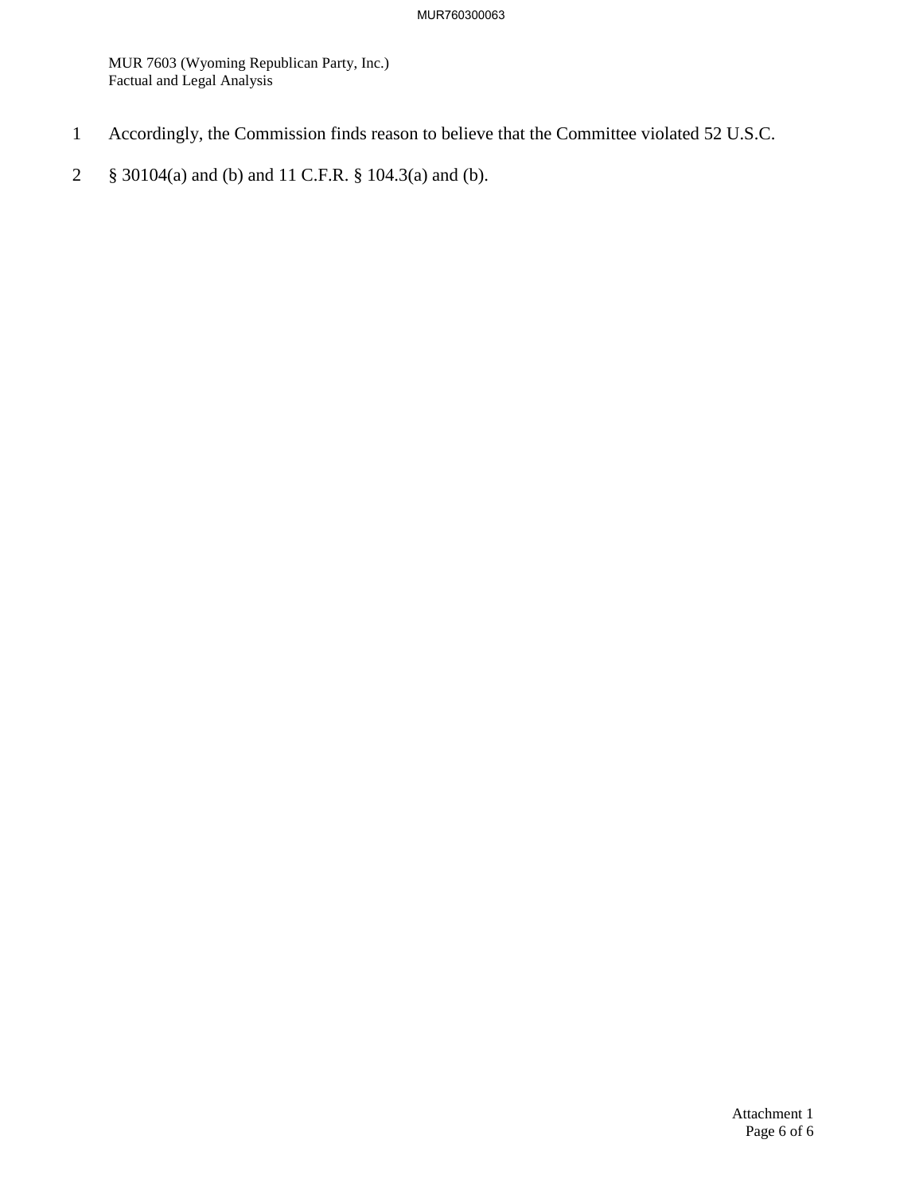Accordingly, the Commission finds reason to believe that the Committee violated 52 U.S.C. § 30104(a) and (b) and 11 C.F.R. § 104.3(a) and (b).